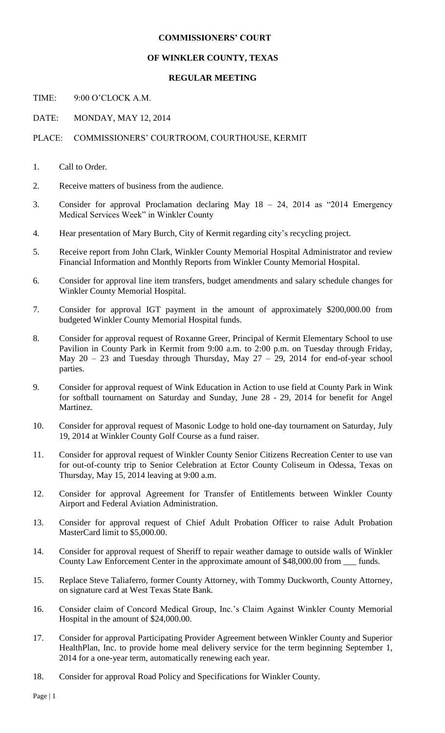# COMMISSIONERS' COURT

## OF WINKLER COUNTY, TEXAS

### REGULAR MEETING

TIME: 9:00 O'CLOCK A.M.

DATE: MONDAY, MAY 12, 2014

PLACE: COMMISSIONERS' COURTROOM, COURTHOUSE, KERMIT

1. Call to Order.
2. Receive matters of business from the audience.
3. Consider for approval Proclamation declaring May 18 – 24, 2014 as "2014 Emergency Medical Services Week" in Winkler County
4. Hear presentation of Mary Burch, City of Kermit regarding city's recycling project.
5. Receive report from John Clark, Winkler County Memorial Hospital Administrator and review Financial Information and Monthly Reports from Winkler County Memorial Hospital.
6. Consider for approval line item transfers, budget amendments and salary schedule changes for Winkler County Memorial Hospital.
7. Consider for approval IGT payment in the amount of approximately $200,000.00 from budgeted Winkler County Memorial Hospital funds.
8. Consider for approval request of Roxanne Greer, Principal of Kermit Elementary School to use Pavilion in County Park in Kermit from 9:00 a.m. to 2:00 p.m. on Tuesday through Friday, May 20 – 23 and Tuesday through Thursday, May 27 – 29, 2014 for end-of-year school parties.
9. Consider for approval request of Wink Education in Action to use field at County Park in Wink for softball tournament on Saturday and Sunday, June 28 - 29, 2014 for benefit for Angel Martinez.
10. Consider for approval request of Masonic Lodge to hold one-day tournament on Saturday, July 19, 2014 at Winkler County Golf Course as a fund raiser.
11. Consider for approval request of Winkler County Senior Citizens Recreation Center to use van for out-of-county trip to Senior Celebration at Ector County Coliseum in Odessa, Texas on Thursday, May 15, 2014 leaving at 9:00 a.m.
12. Consider for approval Agreement for Transfer of Entitlements between Winkler County Airport and Federal Aviation Administration.
13. Consider for approval request of Chief Adult Probation Officer to raise Adult Probation MasterCard limit to $5,000.00.
14. Consider for approval request of Sheriff to repair weather damage to outside walls of Winkler County Law Enforcement Center in the approximate amount of $48,000.00 from ___ funds.
15. Replace Steve Taliaferro, former County Attorney, with Tommy Duckworth, County Attorney, on signature card at West Texas State Bank.
16. Consider claim of Concord Medical Group, Inc.'s Claim Against Winkler County Memorial Hospital in the amount of $24,000.00.
17. Consider for approval Participating Provider Agreement between Winkler County and Superior HealthPlan, Inc. to provide home meal delivery service for the term beginning September 1, 2014 for a one-year term, automatically renewing each year.
18. Consider for approval Road Policy and Specifications for Winkler County.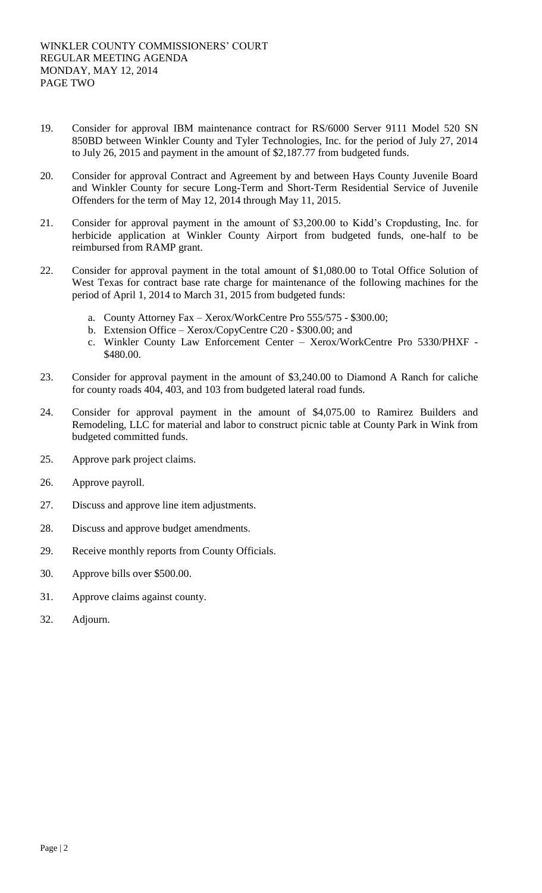19. Consider for approval IBM maintenance contract for RS/6000 Server 9111 Model 520 SN 850BD between Winkler County and Tyler Technologies, Inc. for the period of July 27, 2014 to July 26, 2015 and payment in the amount of $2,187.77 from budgeted funds.

20. Consider for approval Contract and Agreement by and between Hays County Juvenile Board and Winkler County for secure Long-Term and Short-Term Residential Service of Juvenile Offenders for the term of May 12, 2014 through May 11, 2015.

21. Consider for approval payment in the amount of $3,200.00 to Kidd's Cropdusting, Inc. for herbicide application at Winkler County Airport from budgeted funds, one-half to be reimbursed from RAMP grant.

22. Consider for approval payment in the total amount of $1,080.00 to Total Office Solution of West Texas for contract base rate charge for maintenance of the following machines for the period of April 1, 2014 to March 31, 2015 from budgeted funds:

    a. County Attorney Fax – Xerox/WorkCentre Pro 555/575 - $300.00;
    b. Extension Office – Xerox/CopyCentre C20 - $300.00; and
    c. Winkler County Law Enforcement Center – Xerox/WorkCentre Pro 5330/PHXF - $480.00.

23. Consider for approval payment in the amount of $3,240.00 to Diamond A Ranch for caliche for county roads 404, 403, and 103 from budgeted lateral road funds.

24. Consider for approval payment in the amount of $4,075.00 to Ramirez Builders and Remodeling, LLC for material and labor to construct picnic table at County Park in Wink from budgeted committed funds.

25. Approve park project claims.

26. Approve payroll.

27. Discuss and approve line item adjustments.

28. Discuss and approve budget amendments.

29. Receive monthly reports from County Officials.

30. Approve bills over $500.00.

31. Approve claims against county.

32. Adjourn.